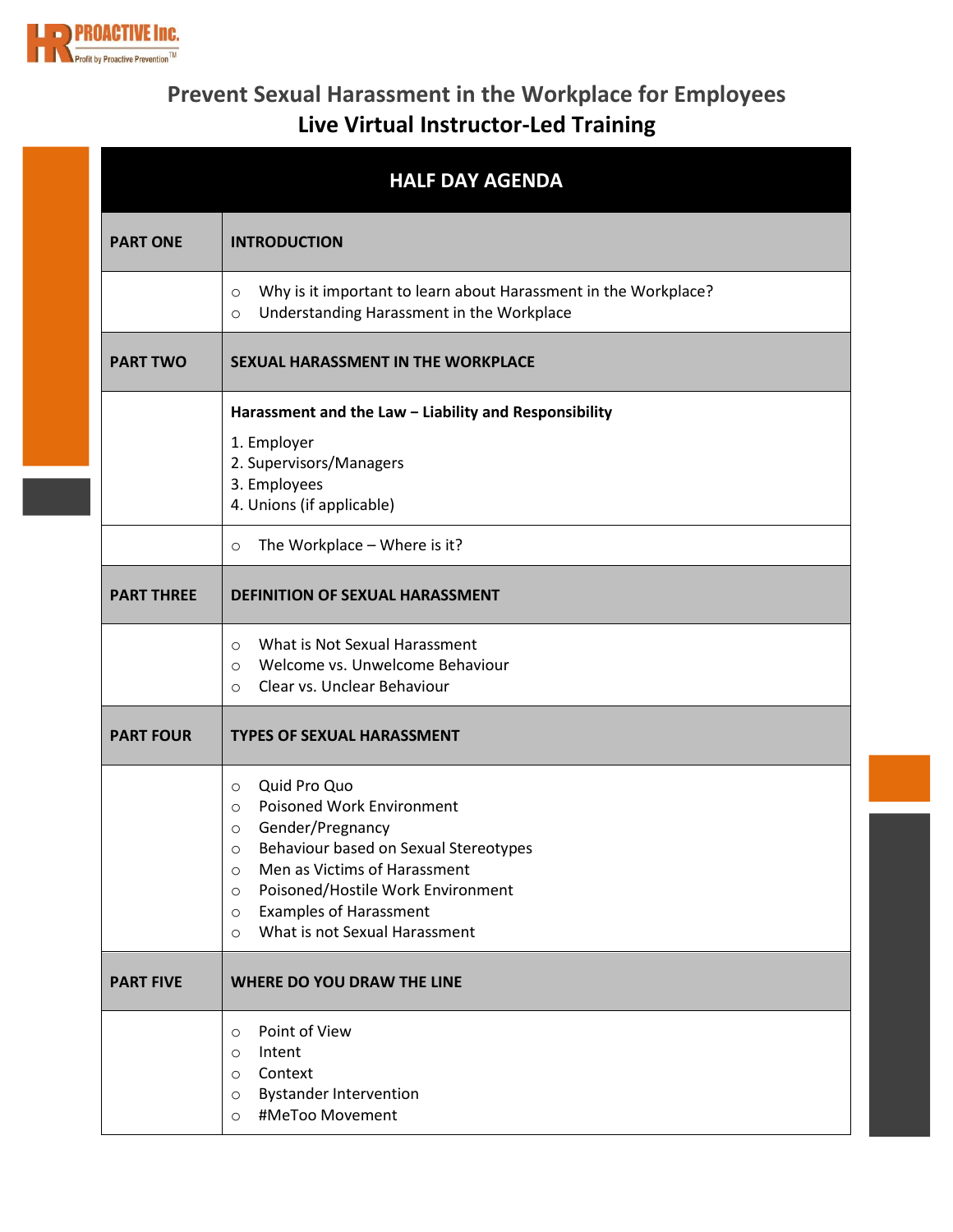HR PROACTIVE Inc.
Profit by Proactive Prevention™

# Prevent Sexual Harassment in the Workplace for Employees

## Live Virtual Instructor-Led Training

| HALF DAY AGENDA | |
|---|---|
| **PART ONE** | **INTRODUCTION** |
| | ○ Why is it important to learn about Harassment in the Workplace?<br>○ Understanding Harassment in the Workplace |
| **PART TWO** | **SEXUAL HARASSMENT IN THE WORKPLACE** |
| | **Harassment and the Law – Liability and Responsibility**<br>1. Employer<br>2. Supervisors/Managers<br>3. Employees<br>4. Unions (if applicable) |
| | ○ The Workplace – Where is it? |
| **PART THREE** | **DEFINITION OF SEXUAL HARASSMENT** |
| | ○ What is Not Sexual Harassment<br>○ Welcome vs. Unwelcome Behaviour<br>○ Clear vs. Unclear Behaviour |
| **PART FOUR** | **TYPES OF SEXUAL HARASSMENT** |
| | ○ Quid Pro Quo<br>○ Poisoned Work Environment<br>○ Gender/Pregnancy<br>○ Behaviour based on Sexual Stereotypes<br>○ Men as Victims of Harassment<br>○ Poisoned/Hostile Work Environment<br>○ Examples of Harassment<br>○ What is not Sexual Harassment |
| **PART FIVE** | **WHERE DO YOU DRAW THE LINE** |
| | ○ Point of View<br>○ Intent<br>○ Context<br>○ Bystander Intervention<br>○ #MeToo Movement |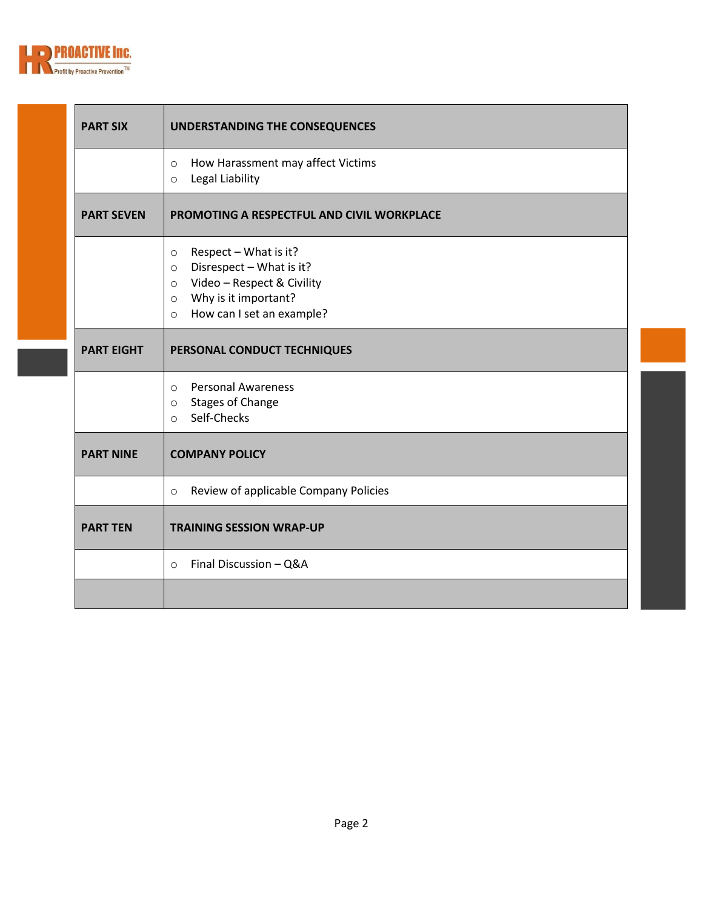| | |
|---|---|
| **PART SIX** | **UNDERSTANDING THE CONSEQUENCES** |
| | ○ How Harassment may affect Victims<br>○ Legal Liability |
| **PART SEVEN** | **PROMOTING A RESPECTFUL AND CIVIL WORKPLACE** |
| | ○ Respect – What is it?<br>○ Disrespect – What is it?<br>○ Video – Respect & Civility<br>○ Why is it important?<br>○ How can I set an example? |
| **PART EIGHT** | **PERSONAL CONDUCT TECHNIQUES** |
| | ○ Personal Awareness<br>○ Stages of Change<br>○ Self-Checks |
| **PART NINE** | **COMPANY POLICY** |
| | ○ Review of applicable Company Policies |
| **PART TEN** | **TRAINING SESSION WRAP-UP** |
| | ○ Final Discussion – Q&A |
| | |